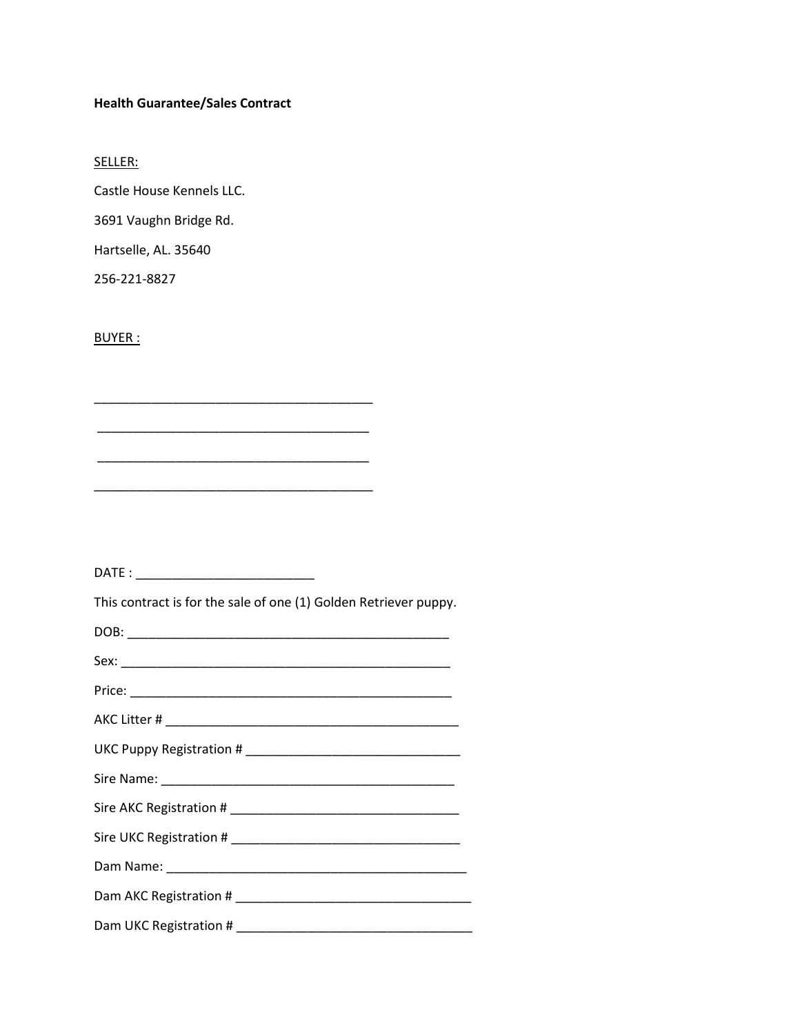**Health Guarantee/Sales Contract**

SELLER:

Castle House Kennels LLC.

3691 Vaughn Bridge Rd.

Hartselle, AL. 35640

256-221-8827

BUYER :

_______________________________________

_______________________________________

_______________________________________

_______________________________________

DATE : ________________________

This contract is for the sale of one (1) Golden Retriever puppy.

DOB: ____________________________________________

Sex: _____________________________________________

Price: ____________________________________________

AKC Litter # _______________________________________

UKC Puppy Registration # ____________________________

Sire Name: _________________________________________

Sire AKC Registration # _______________________________

Sire UKC Registration # _______________________________

Dam Name: __________________________________________

Dam AKC Registration # ________________________________

Dam UKC Registration # ________________________________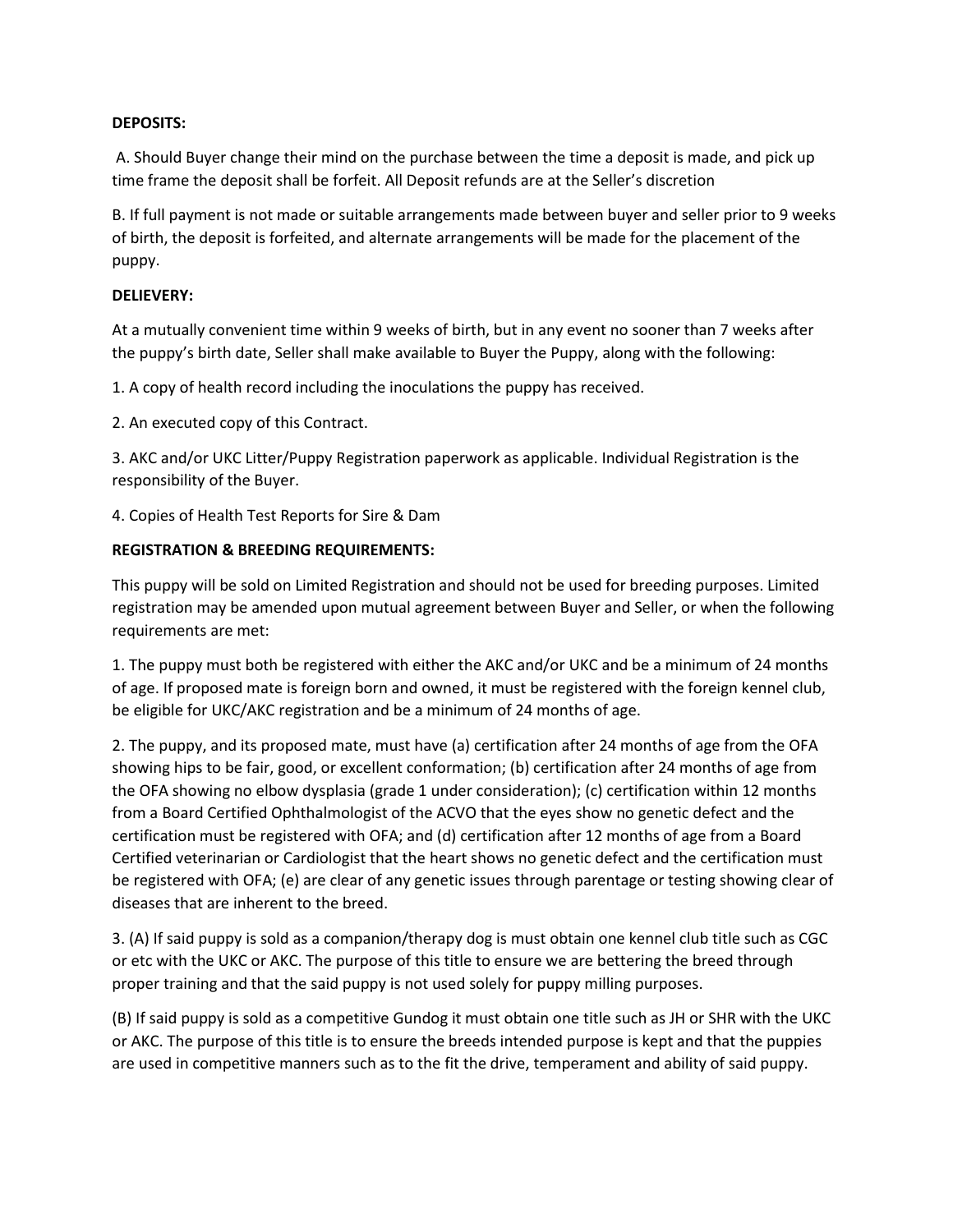**DEPOSITS:**

A. Should Buyer change their mind on the purchase between the time a deposit is made, and pick up time frame the deposit shall be forfeit. All Deposit refunds are at the Seller's discretion

B. If full payment is not made or suitable arrangements made between buyer and seller prior to 9 weeks of birth, the deposit is forfeited, and alternate arrangements will be made for the placement of the puppy.

**DELIEVERY:**

At a mutually convenient time within 9 weeks of birth, but in any event no sooner than 7 weeks after the puppy's birth date, Seller shall make available to Buyer the Puppy, along with the following:

1. A copy of health record including the inoculations the puppy has received.
2. An executed copy of this Contract.
3. AKC and/or UKC Litter/Puppy Registration paperwork as applicable. Individual Registration is the responsibility of the Buyer.
4. Copies of Health Test Reports for Sire & Dam

**REGISTRATION & BREEDING REQUIREMENTS:**

This puppy will be sold on Limited Registration and should not be used for breeding purposes. Limited registration may be amended upon mutual agreement between Buyer and Seller, or when the following requirements are met:

1. The puppy must both be registered with either the AKC and/or UKC and be a minimum of 24 months of age. If proposed mate is foreign born and owned, it must be registered with the foreign kennel club, be eligible for UKC/AKC registration and be a minimum of 24 months of age.
2. The puppy, and its proposed mate, must have (a) certification after 24 months of age from the OFA showing hips to be fair, good, or excellent conformation; (b) certification after 24 months of age from the OFA showing no elbow dysplasia (grade 1 under consideration); (c) certification within 12 months from a Board Certified Ophthalmologist of the ACVO that the eyes show no genetic defect and the certification must be registered with OFA; and (d) certification after 12 months of age from a Board Certified veterinarian or Cardiologist that the heart shows no genetic defect and the certification must be registered with OFA; (e) are clear of any genetic issues through parentage or testing showing clear of diseases that are inherent to the breed.
3. (A) If said puppy is sold as a companion/therapy dog is must obtain one kennel club title such as CGC or etc with the UKC or AKC. The purpose of this title to ensure we are bettering the breed through proper training and that the said puppy is not used solely for puppy milling purposes.

(B) If said puppy is sold as a competitive Gundog it must obtain one title such as JH or SHR with the UKC or AKC. The purpose of this title is to ensure the breeds intended purpose is kept and that the puppies are used in competitive manners such as to the fit the drive, temperament and ability of said puppy.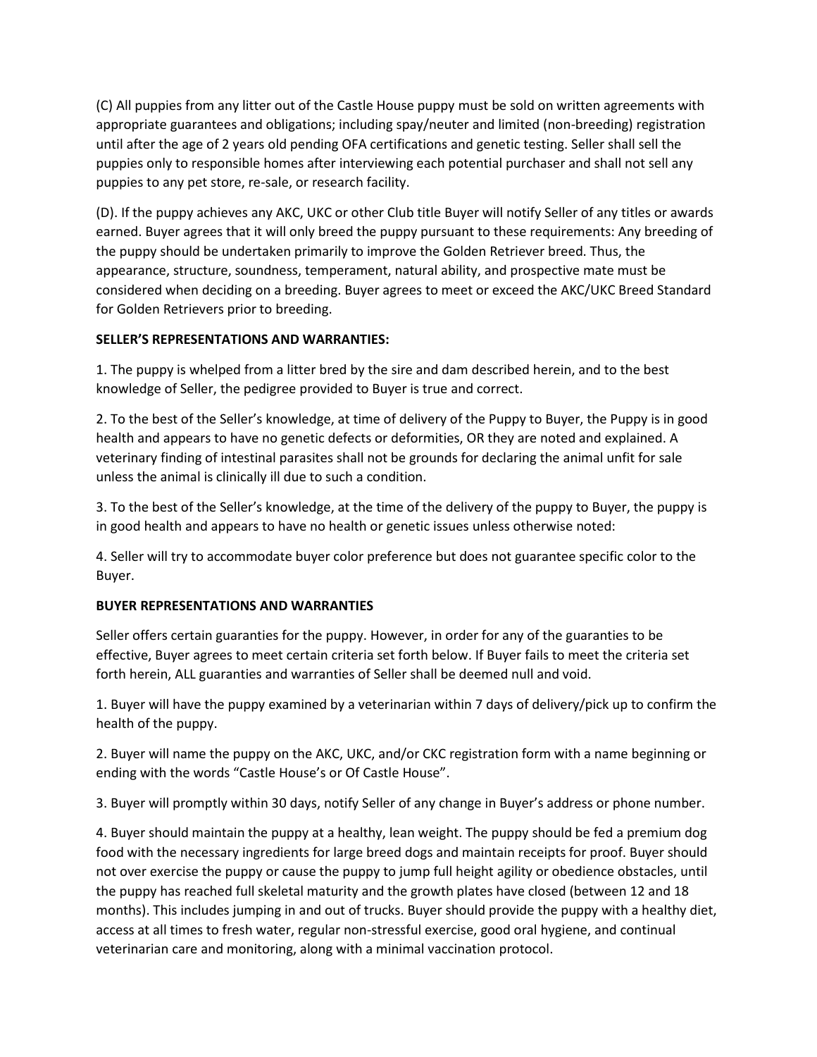(C) All puppies from any litter out of the Castle House puppy must be sold on written agreements with appropriate guarantees and obligations; including spay/neuter and limited (non-breeding) registration until after the age of 2 years old pending OFA certifications and genetic testing. Seller shall sell the puppies only to responsible homes after interviewing each potential purchaser and shall not sell any puppies to any pet store, re-sale, or research facility.

(D). If the puppy achieves any AKC, UKC or other Club title Buyer will notify Seller of any titles or awards earned. Buyer agrees that it will only breed the puppy pursuant to these requirements: Any breeding of the puppy should be undertaken primarily to improve the Golden Retriever breed. Thus, the appearance, structure, soundness, temperament, natural ability, and prospective mate must be considered when deciding on a breeding. Buyer agrees to meet or exceed the AKC/UKC Breed Standard for Golden Retrievers prior to breeding.

**SELLER'S REPRESENTATIONS AND WARRANTIES:**

1. The puppy is whelped from a litter bred by the sire and dam described herein, and to the best knowledge of Seller, the pedigree provided to Buyer is true and correct.

2. To the best of the Seller's knowledge, at time of delivery of the Puppy to Buyer, the Puppy is in good health and appears to have no genetic defects or deformities, OR they are noted and explained. A veterinary finding of intestinal parasites shall not be grounds for declaring the animal unfit for sale unless the animal is clinically ill due to such a condition.

3. To the best of the Seller's knowledge, at the time of the delivery of the puppy to Buyer, the puppy is in good health and appears to have no health or genetic issues unless otherwise noted:

4. Seller will try to accommodate buyer color preference but does not guarantee specific color to the Buyer.

**BUYER REPRESENTATIONS AND WARRANTIES**

Seller offers certain guaranties for the puppy. However, in order for any of the guaranties to be effective, Buyer agrees to meet certain criteria set forth below. If Buyer fails to meet the criteria set forth herein, ALL guaranties and warranties of Seller shall be deemed null and void.

1. Buyer will have the puppy examined by a veterinarian within 7 days of delivery/pick up to confirm the health of the puppy.

2. Buyer will name the puppy on the AKC, UKC, and/or CKC registration form with a name beginning or ending with the words "Castle House's or Of Castle House".

3. Buyer will promptly within 30 days, notify Seller of any change in Buyer's address or phone number.

4. Buyer should maintain the puppy at a healthy, lean weight. The puppy should be fed a premium dog food with the necessary ingredients for large breed dogs and maintain receipts for proof. Buyer should not over exercise the puppy or cause the puppy to jump full height agility or obedience obstacles, until the puppy has reached full skeletal maturity and the growth plates have closed (between 12 and 18 months). This includes jumping in and out of trucks. Buyer should provide the puppy with a healthy diet, access at all times to fresh water, regular non-stressful exercise, good oral hygiene, and continual veterinarian care and monitoring, along with a minimal vaccination protocol.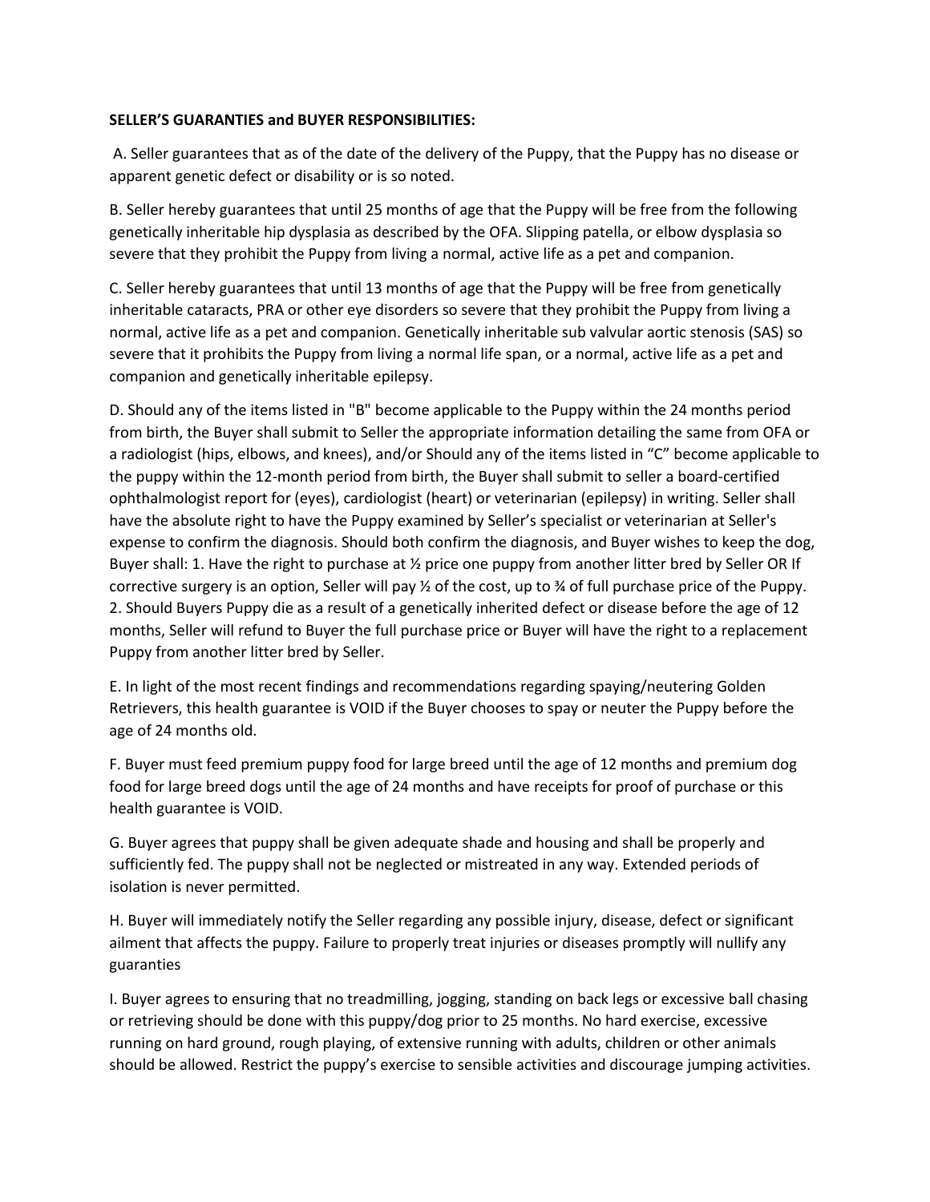**SELLER'S GUARANTIES and BUYER RESPONSIBILITIES:**

A. Seller guarantees that as of the date of the delivery of the Puppy, that the Puppy has no disease or apparent genetic defect or disability or is so noted.

B. Seller hereby guarantees that until 25 months of age that the Puppy will be free from the following genetically inheritable hip dysplasia as described by the OFA. Slipping patella, or elbow dysplasia so severe that they prohibit the Puppy from living a normal, active life as a pet and companion.

C. Seller hereby guarantees that until 13 months of age that the Puppy will be free from genetically inheritable cataracts, PRA or other eye disorders so severe that they prohibit the Puppy from living a normal, active life as a pet and companion. Genetically inheritable sub valvular aortic stenosis (SAS) so severe that it prohibits the Puppy from living a normal life span, or a normal, active life as a pet and companion and genetically inheritable epilepsy.

D. Should any of the items listed in "B" become applicable to the Puppy within the 24 months period from birth, the Buyer shall submit to Seller the appropriate information detailing the same from OFA or a radiologist (hips, elbows, and knees), and/or Should any of the items listed in "C" become applicable to the puppy within the 12-month period from birth, the Buyer shall submit to seller a board-certified ophthalmologist report for (eyes), cardiologist (heart) or veterinarian (epilepsy) in writing. Seller shall have the absolute right to have the Puppy examined by Seller's specialist or veterinarian at Seller's expense to confirm the diagnosis. Should both confirm the diagnosis, and Buyer wishes to keep the dog, Buyer shall: 1. Have the right to purchase at ½ price one puppy from another litter bred by Seller OR If corrective surgery is an option, Seller will pay ½ of the cost, up to ¾ of full purchase price of the Puppy. 2. Should Buyers Puppy die as a result of a genetically inherited defect or disease before the age of 12 months, Seller will refund to Buyer the full purchase price or Buyer will have the right to a replacement Puppy from another litter bred by Seller.

E. In light of the most recent findings and recommendations regarding spaying/neutering Golden Retrievers, this health guarantee is VOID if the Buyer chooses to spay or neuter the Puppy before the age of 24 months old.

F. Buyer must feed premium puppy food for large breed until the age of 12 months and premium dog food for large breed dogs until the age of 24 months and have receipts for proof of purchase or this health guarantee is VOID.

G. Buyer agrees that puppy shall be given adequate shade and housing and shall be properly and sufficiently fed. The puppy shall not be neglected or mistreated in any way. Extended periods of isolation is never permitted.

H. Buyer will immediately notify the Seller regarding any possible injury, disease, defect or significant ailment that affects the puppy. Failure to properly treat injuries or diseases promptly will nullify any guaranties

I. Buyer agrees to ensuring that no treadmilling, jogging, standing on back legs or excessive ball chasing or retrieving should be done with this puppy/dog prior to 25 months. No hard exercise, excessive running on hard ground, rough playing, of extensive running with adults, children or other animals should be allowed. Restrict the puppy's exercise to sensible activities and discourage jumping activities.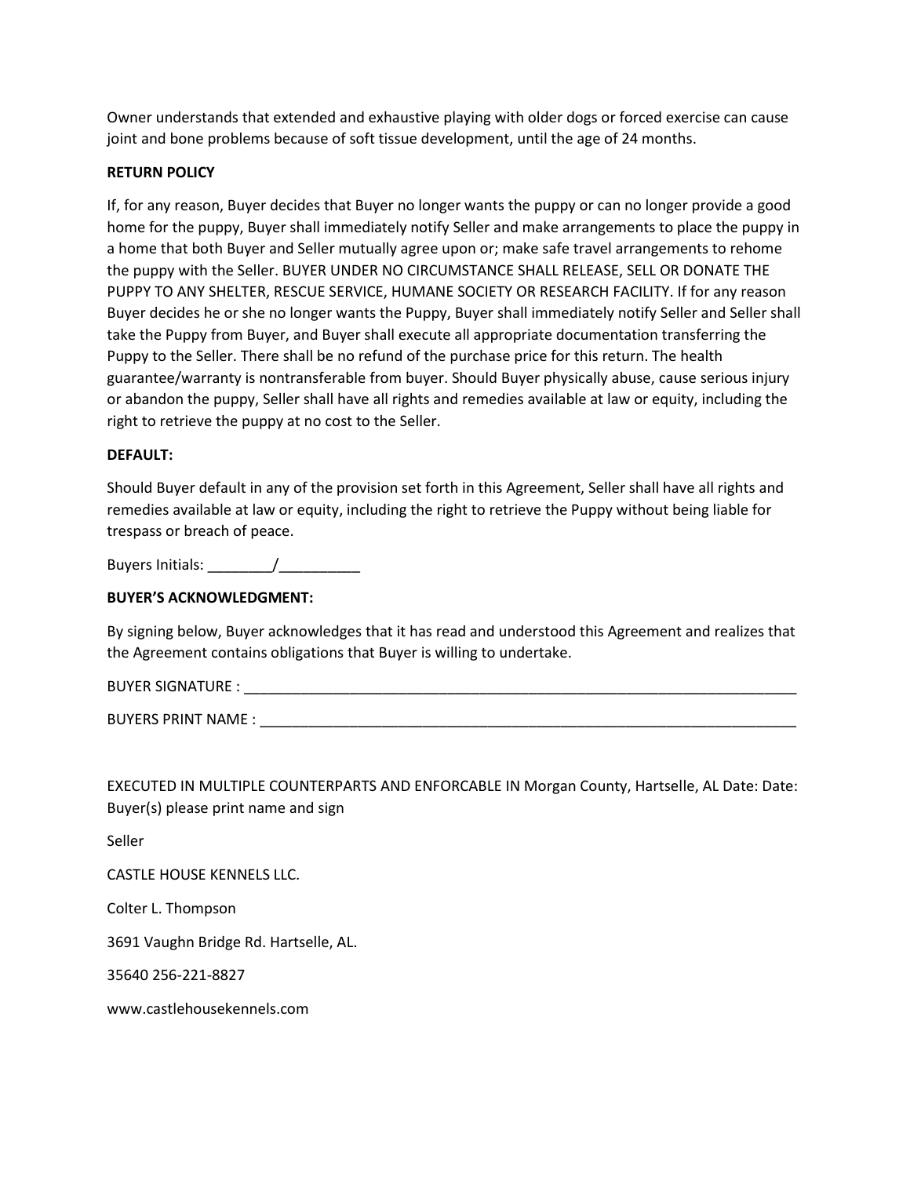Owner understands that extended and exhaustive playing with older dogs or forced exercise can cause joint and bone problems because of soft tissue development, until the age of 24 months.

**RETURN POLICY**

If, for any reason, Buyer decides that Buyer no longer wants the puppy or can no longer provide a good home for the puppy, Buyer shall immediately notify Seller and make arrangements to place the puppy in a home that both Buyer and Seller mutually agree upon or; make safe travel arrangements to rehome the puppy with the Seller. BUYER UNDER NO CIRCUMSTANCE SHALL RELEASE, SELL OR DONATE THE PUPPY TO ANY SHELTER, RESCUE SERVICE, HUMANE SOCIETY OR RESEARCH FACILITY. If for any reason Buyer decides he or she no longer wants the Puppy, Buyer shall immediately notify Seller and Seller shall take the Puppy from Buyer, and Buyer shall execute all appropriate documentation transferring the Puppy to the Seller. There shall be no refund of the purchase price for this return. The health guarantee/warranty is nontransferable from buyer. Should Buyer physically abuse, cause serious injury or abandon the puppy, Seller shall have all rights and remedies available at law or equity, including the right to retrieve the puppy at no cost to the Seller.

**DEFAULT:**

Should Buyer default in any of the provision set forth in this Agreement, Seller shall have all rights and remedies available at law or equity, including the right to retrieve the Puppy without being liable for trespass or breach of peace.

Buyers Initials: ________/__________

**BUYER'S ACKNOWLEDGMENT:**

By signing below, Buyer acknowledges that it has read and understood this Agreement and realizes that the Agreement contains obligations that Buyer is willing to undertake.

BUYER SIGNATURE : ________________________________________________________________________

BUYERS PRINT NAME : ______________________________________________________________________

EXECUTED IN MULTIPLE COUNTERPARTS AND ENFORCABLE IN Morgan County, Hartselle, AL Date: Date: Buyer(s) please print name and sign

Seller

CASTLE HOUSE KENNELS LLC.

Colter L. Thompson

3691 Vaughn Bridge Rd. Hartselle, AL.

35640 256-221-8827

www.castlehousekennels.com